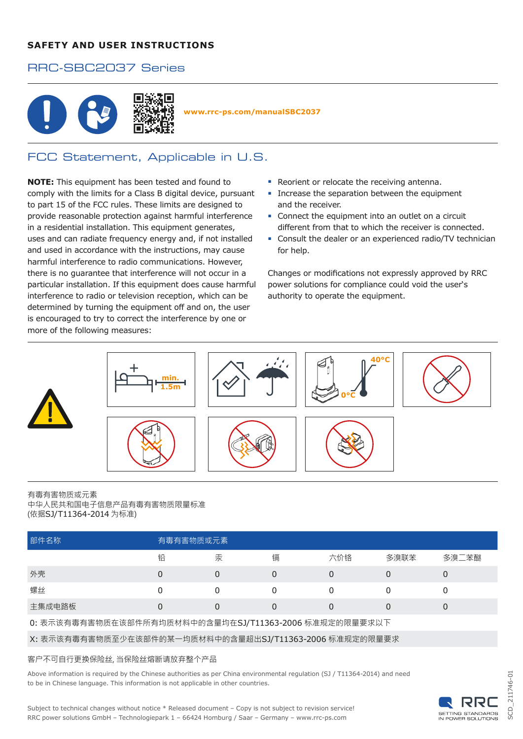**SAFETY AND USER INSTRUCTIONS**

## RRC-SBC2037 Series

www.rrc-ps.com/manualSBC2037

## FCC Statement, Applicable in U.S.

**NOTE:** This equipment has been tested and found to comply with the limits for a Class B digital device, pursuant to part 15 of the FCC rules. These limits are designed to provide reasonable protection against harmful interference in a residential installation. This equipment generates, uses and can radiate frequency energy and, if not installed and used in accordance with the instructions, may cause harmful interference to radio communications. However, there is no guarantee that interference will not occur in a particular installation. If this equipment does cause harmful interference to radio or television reception, which can be determined by turning the equipment off and on, the user is encouraged to try to correct the interference by one or more of the following measures:

- Reorient or relocate the receiving antenna.
- Increase the separation between the equipment and the receiver.
- Connect the equipment into an outlet on a circuit different from that to which the receiver is connected.
- Consult the dealer or an experienced radio/TV technician for help.

Changes or modifications not expressly approved by RRC power solutions for compliance could void the user's authority to operate the equipment.

min. 1.5m

40°C

0°C

有毒有害物质或元素
中华人民共和国电子信息产品有毒有害物质限量标准
(依据SJ/T11364-2014 为标准)

| 部件名称 | 有毒有害物质或元素 | | | | | |
|---|---|---|---|---|---|---|
| | 铅 | 汞 | 镉 | 六价铬 | 多溴联苯 | 多溴二苯醚 |
| 外壳 | 0 | 0 | 0 | 0 | 0 | 0 |
| 螺丝 | 0 | 0 | 0 | 0 | 0 | 0 |
| 主集成电路板 | 0 | 0 | 0 | 0 | 0 | 0 |

0: 表示该有毒有害物质在该部件所有均质材料中的含量均在SJ/T11363-2006 标准规定的限量要求以下

X: 表示该有毒有害物质至少在该部件的某一均质材料中的含量超出SJ/T11363-2006 标准规定的限量要求

客户不可自行更换保险丝, 当保险丝熔断请放弃整个产品

Above information is required by the Chinese authorities as per China environmental regulation (SJ / T11364-2014) and need to be in Chinese language. This information is not applicable in other countries.

Subject to technical changes without notice * Released document – Copy is not subject to revision service!
RRC power solutions GmbH – Technologiepark 1 – 66424 Homburg / Saar – Germany – www.rrc-ps.com

RRC SETTING STANDARDS IN POWER SOLUTIONS

SCD_211746-01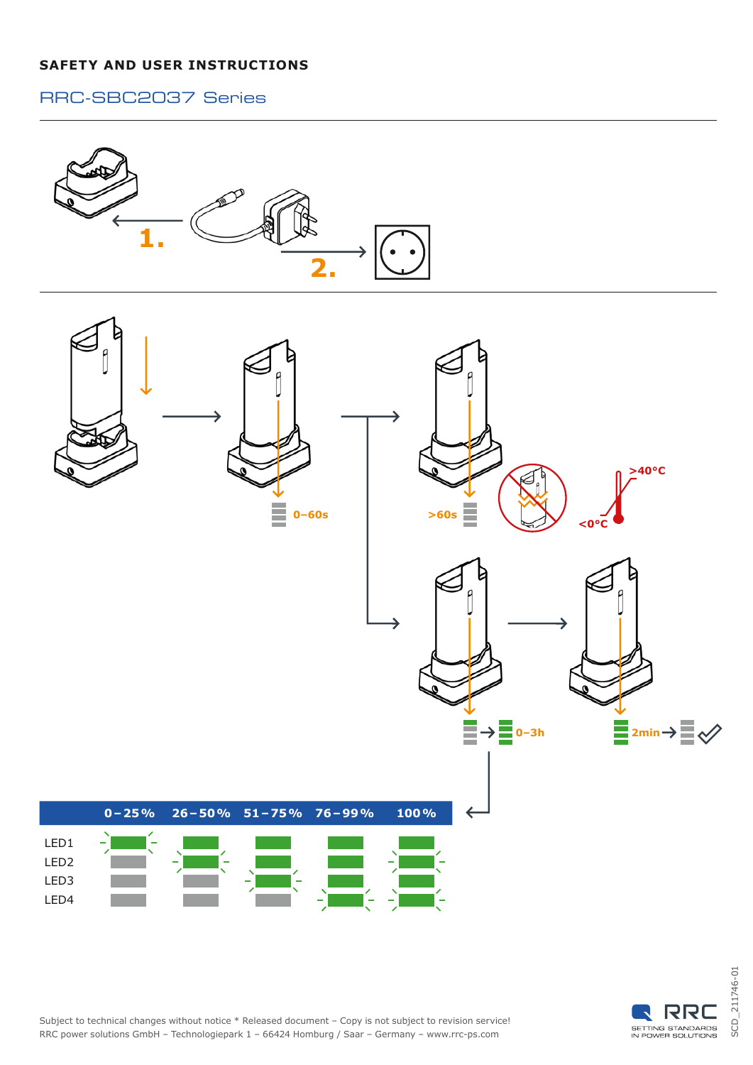SAFETY AND USER INSTRUCTIONS

## RRC-SBC2037 Series

1.

2.

0–60s

>60s

>40°C

<0°C

0–3h

2min

| | 0–25% | 26–50% | 51–75% | 76–99% | 100% |
|---|---|---|---|---|---|
| LED1 | | | | | |
| LED2 | | | | | |
| LED3 | | | | | |
| LED4 | | | | | |

Subject to technical changes without notice * Released document – Copy is not subject to revision service!
RRC power solutions GmbH – Technologiepark 1 – 66424 Homburg / Saar – Germany – www.rrc-ps.com

RRC SETTING STANDARDS IN POWER SOLUTIONS

SCD_211746-01